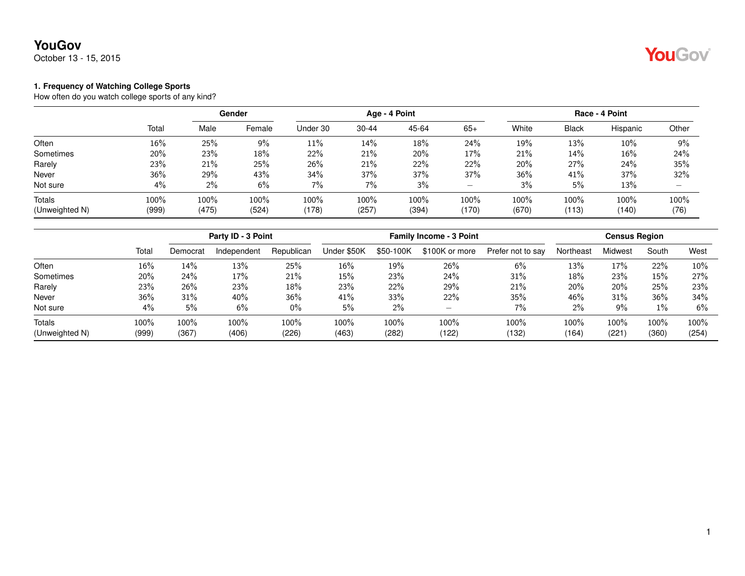# YouGov

October 13 - 15, 2015

### 1. Frequency of Watching College Sports

How often do you watch college sports of any kind?

| | | Gender | | Age - 4 Point | | | | Race - 4 Point | | | |
|---|---|---|---|---|---|---|---|---|---|---|---|
| | Total | Male | Female | Under 30 | 30-44 | 45-64 | 65+ | White | Black | Hispanic | Other |
| Often | 16% | 25% | 9% | 11% | 14% | 18% | 24% | 19% | 13% | 10% | 9% |
| Sometimes | 20% | 23% | 18% | 22% | 21% | 20% | 17% | 21% | 14% | 16% | 24% |
| Rarely | 23% | 21% | 25% | 26% | 21% | 22% | 22% | 20% | 27% | 24% | 35% |
| Never | 36% | 29% | 43% | 34% | 37% | 37% | 37% | 36% | 41% | 37% | 32% |
| Not sure | 4% | 2% | 6% | 7% | 7% | 3% | – | 3% | 5% | 13% | – |
| Totals | 100% | 100% | 100% | 100% | 100% | 100% | 100% | 100% | 100% | 100% | 100% |
| (Unweighted N) | (999) | (475) | (524) | (178) | (257) | (394) | (170) | (670) | (113) | (140) | (76) |

| | | Party ID - 3 Point | | | Family Income - 3 Point | | | | Census Region | | | |
|---|---|---|---|---|---|---|---|---|---|---|---|---|
| | Total | Democrat | Independent | Republican | Under $50K | $50-100K | $100K or more | Prefer not to say | Northeast | Midwest | South | West |
| Often | 16% | 14% | 13% | 25% | 16% | 19% | 26% | 6% | 13% | 17% | 22% | 10% |
| Sometimes | 20% | 24% | 17% | 21% | 15% | 23% | 24% | 31% | 18% | 23% | 15% | 27% |
| Rarely | 23% | 26% | 23% | 18% | 23% | 22% | 29% | 21% | 20% | 20% | 25% | 23% |
| Never | 36% | 31% | 40% | 36% | 41% | 33% | 22% | 35% | 46% | 31% | 36% | 34% |
| Not sure | 4% | 5% | 6% | 0% | 5% | 2% | – | 7% | 2% | 9% | 1% | 6% |
| Totals | 100% | 100% | 100% | 100% | 100% | 100% | 100% | 100% | 100% | 100% | 100% | 100% |
| (Unweighted N) | (999) | (367) | (406) | (226) | (463) | (282) | (122) | (132) | (164) | (221) | (360) | (254) |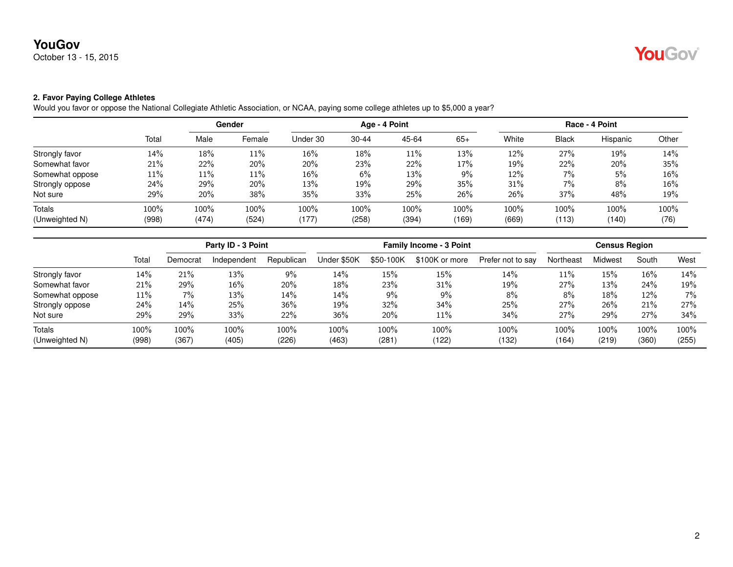**YouGov**
October 13 - 15, 2015

### 2. Favor Paying College Athletes

Would you favor or oppose the National Collegiate Athletic Association, or NCAA, paying some college athletes up to $5,000 a year?

| | | Gender | | Age - 4 Point | | | | Race - 4 Point | | | |
|---|---|---|---|---|---|---|---|---|---|---|---|
| | Total | Male | Female | Under 30 | 30-44 | 45-64 | 65+ | White | Black | Hispanic | Other |
| Strongly favor | 14% | 18% | 11% | 16% | 18% | 11% | 13% | 12% | 27% | 19% | 14% |
| Somewhat favor | 21% | 22% | 20% | 20% | 23% | 22% | 17% | 19% | 22% | 20% | 35% |
| Somewhat oppose | 11% | 11% | 11% | 16% | 6% | 13% | 9% | 12% | 7% | 5% | 16% |
| Strongly oppose | 24% | 29% | 20% | 13% | 19% | 29% | 35% | 31% | 7% | 8% | 16% |
| Not sure | 29% | 20% | 38% | 35% | 33% | 25% | 26% | 26% | 37% | 48% | 19% |
| Totals | 100% | 100% | 100% | 100% | 100% | 100% | 100% | 100% | 100% | 100% | 100% |
| (Unweighted N) | (998) | (474) | (524) | (177) | (258) | (394) | (169) | (669) | (113) | (140) | (76) |

| | | Party ID - 3 Point | | | Family Income - 3 Point | | | | Census Region | | | |
|---|---|---|---|---|---|---|---|---|---|---|---|---|
| | Total | Democrat | Independent | Republican | Under $50K | $50-100K | $100K or more | Prefer not to say | Northeast | Midwest | South | West |
| Strongly favor | 14% | 21% | 13% | 9% | 14% | 15% | 15% | 14% | 11% | 15% | 16% | 14% |
| Somewhat favor | 21% | 29% | 16% | 20% | 18% | 23% | 31% | 19% | 27% | 13% | 24% | 19% |
| Somewhat oppose | 11% | 7% | 13% | 14% | 14% | 9% | 9% | 8% | 8% | 18% | 12% | 7% |
| Strongly oppose | 24% | 14% | 25% | 36% | 19% | 32% | 34% | 25% | 27% | 26% | 21% | 27% |
| Not sure | 29% | 29% | 33% | 22% | 36% | 20% | 11% | 34% | 27% | 29% | 27% | 34% |
| Totals | 100% | 100% | 100% | 100% | 100% | 100% | 100% | 100% | 100% | 100% | 100% | 100% |
| (Unweighted N) | (998) | (367) | (405) | (226) | (463) | (281) | (122) | (132) | (164) | (219) | (360) | (255) |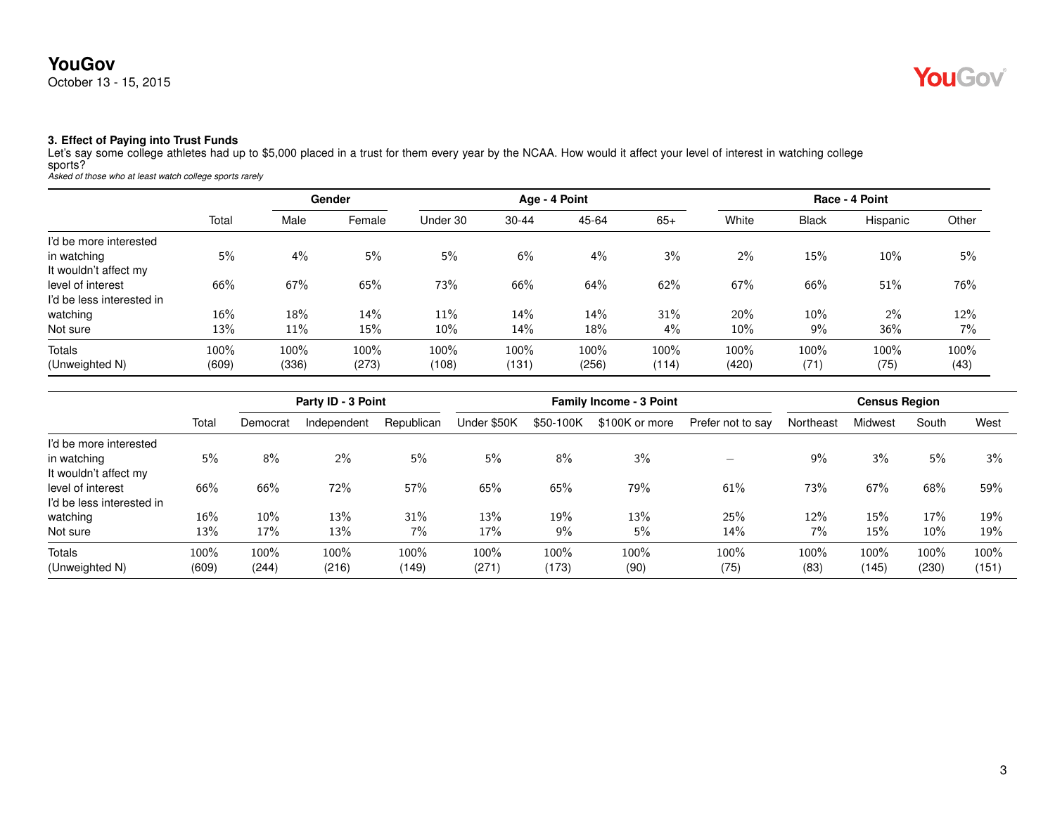### 3. Effect of Paying into Trust Funds

Let's say some college athletes had up to $5,000 placed in a trust for them every year by the NCAA. How would it affect your level of interest in watching college sports?

*Asked of those who at least watch college sports rarely*

| | Total | Gender | | Age - 4 Point | | | | Race - 4 Point | | | |
|---|---|---|---|---|---|---|---|---|---|---|---|
| | | Male | Female | Under 30 | 30-44 | 45-64 | 65+ | White | Black | Hispanic | Other |
| I'd be more interested in watching | 5% | 4% | 5% | 5% | 6% | 4% | 3% | 2% | 15% | 10% | 5% |
| It wouldn't affect my level of interest | 66% | 67% | 65% | 73% | 66% | 64% | 62% | 67% | 66% | 51% | 76% |
| I'd be less interested in watching | 16% | 18% | 14% | 11% | 14% | 14% | 31% | 20% | 10% | 2% | 12% |
| Not sure | 13% | 11% | 15% | 10% | 14% | 18% | 4% | 10% | 9% | 36% | 7% |
| Totals | 100% | 100% | 100% | 100% | 100% | 100% | 100% | 100% | 100% | 100% | 100% |
| (Unweighted N) | (609) | (336) | (273) | (108) | (131) | (256) | (114) | (420) | (71) | (75) | (43) |

| | Total | Party ID - 3 Point | | | Family Income - 3 Point | | | | Census Region | | | |
|---|---|---|---|---|---|---|---|---|---|---|---|---|
| | | Democrat | Independent | Republican | Under $50K | $50-100K | $100K or more | Prefer not to say | Northeast | Midwest | South | West |
| I'd be more interested in watching | 5% | 8% | 2% | 5% | 5% | 8% | 3% | – | 9% | 3% | 5% | 3% |
| It wouldn't affect my level of interest | 66% | 66% | 72% | 57% | 65% | 65% | 79% | 61% | 73% | 67% | 68% | 59% |
| I'd be less interested in watching | 16% | 10% | 13% | 31% | 13% | 19% | 13% | 25% | 12% | 15% | 17% | 19% |
| Not sure | 13% | 17% | 13% | 7% | 17% | 9% | 5% | 14% | 7% | 15% | 10% | 19% |
| Totals | 100% | 100% | 100% | 100% | 100% | 100% | 100% | 100% | 100% | 100% | 100% | 100% |
| (Unweighted N) | (609) | (244) | (216) | (149) | (271) | (173) | (90) | (75) | (83) | (145) | (230) | (151) |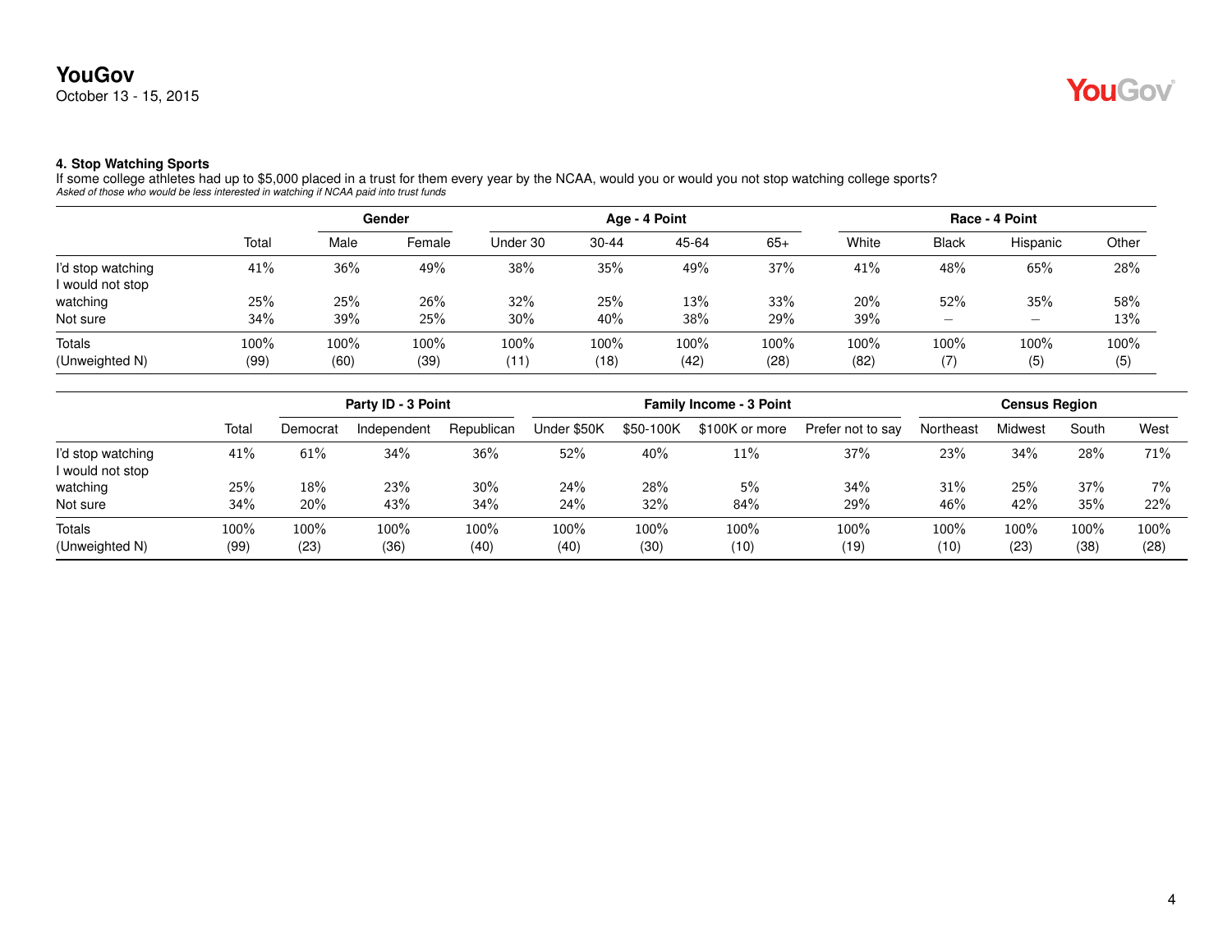### 4. Stop Watching Sports

If some college athletes had up to $5,000 placed in a trust for them every year by the NCAA, would you or would you not stop watching college sports?

*Asked of those who would be less interested in watching if NCAA paid into trust funds*

| | | Gender | | Age - 4 Point | | | | Race - 4 Point | | | |
|---|---|---|---|---|---|---|---|---|---|---|---|
| | Total | Male | Female | Under 30 | 30-44 | 45-64 | 65+ | White | Black | Hispanic | Other |
| I'd stop watching | 41% | 36% | 49% | 38% | 35% | 49% | 37% | 41% | 48% | 65% | 28% |
| I would not stop watching | 25% | 25% | 26% | 32% | 25% | 13% | 33% | 20% | 52% | 35% | 58% |
| Not sure | 34% | 39% | 25% | 30% | 40% | 38% | 29% | 39% | – | – | 13% |
| Totals | 100% | 100% | 100% | 100% | 100% | 100% | 100% | 100% | 100% | 100% | 100% |
| (Unweighted N) | (99) | (60) | (39) | (11) | (18) | (42) | (28) | (82) | (7) | (5) | (5) |

| | | Party ID - 3 Point | | | Family Income - 3 Point | | | | Census Region | | | |
|---|---|---|---|---|---|---|---|---|---|---|---|---|
| | Total | Democrat | Independent | Republican | Under $50K | $50-100K | $100K or more | Prefer not to say | Northeast | Midwest | South | West |
| I'd stop watching | 41% | 61% | 34% | 36% | 52% | 40% | 11% | 37% | 23% | 34% | 28% | 71% |
| I would not stop watching | 25% | 18% | 23% | 30% | 24% | 28% | 5% | 34% | 31% | 25% | 37% | 7% |
| Not sure | 34% | 20% | 43% | 34% | 24% | 32% | 84% | 29% | 46% | 42% | 35% | 22% |
| Totals | 100% | 100% | 100% | 100% | 100% | 100% | 100% | 100% | 100% | 100% | 100% | 100% |
| (Unweighted N) | (99) | (23) | (36) | (40) | (40) | (30) | (10) | (19) | (10) | (23) | (38) | (28) |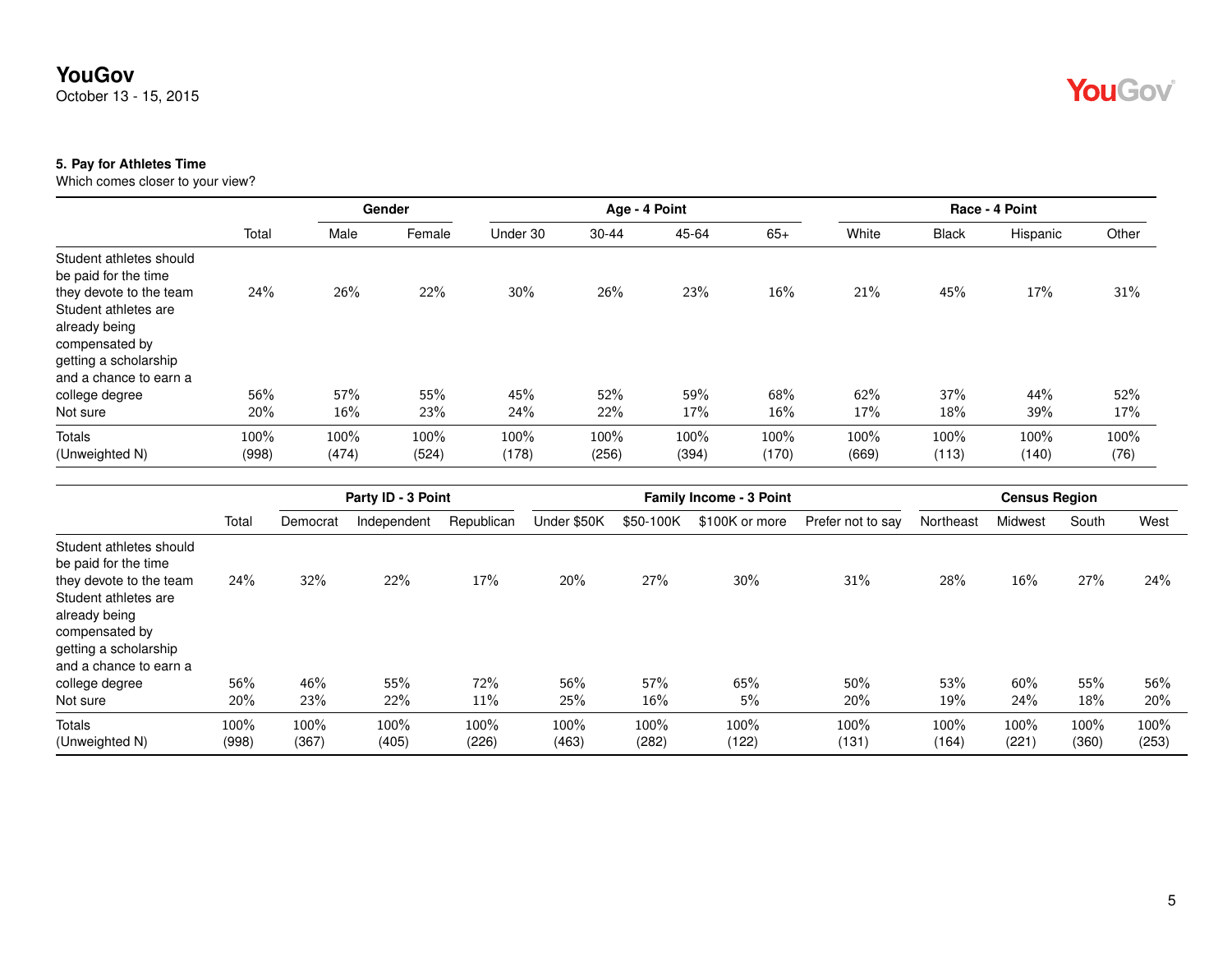**5. Pay for Athletes Time**

Which comes closer to your view?

| | Total | Gender | | Age - 4 Point | | | | Race - 4 Point | | | |
|---|---|---|---|---|---|---|---|---|---|---|---|
| | | Male | Female | Under 30 | 30-44 | 45-64 | 65+ | White | Black | Hispanic | Other |
| Student athletes should be paid for the time they devote to the team | 24% | 26% | 22% | 30% | 26% | 23% | 16% | 21% | 45% | 17% | 31% |
| Student athletes are already being compensated by getting a scholarship and a chance to earn a college degree | 56% | 57% | 55% | 45% | 52% | 59% | 68% | 62% | 37% | 44% | 52% |
| Not sure | 20% | 16% | 23% | 24% | 22% | 17% | 16% | 17% | 18% | 39% | 17% |
| Totals | 100% | 100% | 100% | 100% | 100% | 100% | 100% | 100% | 100% | 100% | 100% |
| (Unweighted N) | (998) | (474) | (524) | (178) | (256) | (394) | (170) | (669) | (113) | (140) | (76) |

| | Total | Party ID - 3 Point | | | Family Income - 3 Point | | | | Census Region | | | |
|---|---|---|---|---|---|---|---|---|---|---|---|---|
| | | Democrat | Independent | Republican | Under $50K | $50-100K | $100K or more | Prefer not to say | Northeast | Midwest | South | West |
| Student athletes should be paid for the time they devote to the team | 24% | 32% | 22% | 17% | 20% | 27% | 30% | 31% | 28% | 16% | 27% | 24% |
| Student athletes are already being compensated by getting a scholarship and a chance to earn a college degree | 56% | 46% | 55% | 72% | 56% | 57% | 65% | 50% | 53% | 60% | 55% | 56% |
| Not sure | 20% | 23% | 22% | 11% | 25% | 16% | 5% | 20% | 19% | 24% | 18% | 20% |
| Totals | 100% | 100% | 100% | 100% | 100% | 100% | 100% | 100% | 100% | 100% | 100% | 100% |
| (Unweighted N) | (998) | (367) | (405) | (226) | (463) | (282) | (122) | (131) | (164) | (221) | (360) | (253) |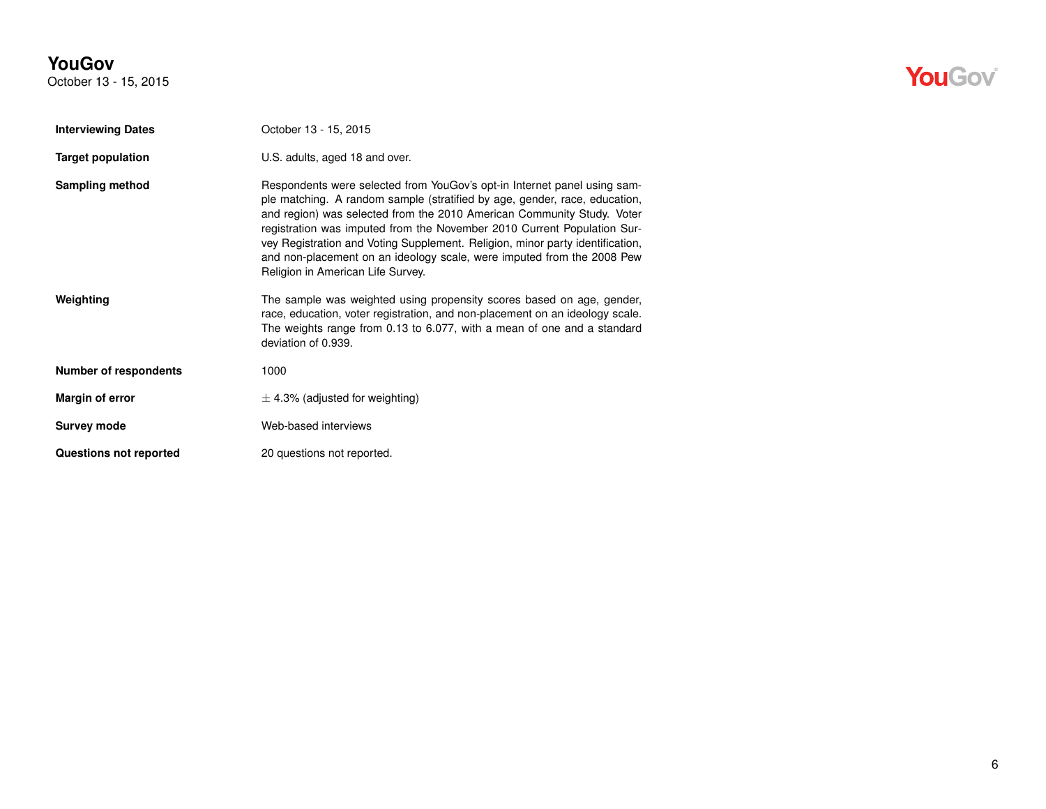| | |
|---|---|
| **Interviewing Dates** | October 13 - 15, 2015 |
| **Target population** | U.S. adults, aged 18 and over. |
| **Sampling method** | Respondents were selected from YouGov's opt-in Internet panel using sample matching. A random sample (stratified by age, gender, race, education, and region) was selected from the 2010 American Community Study. Voter registration was imputed from the November 2010 Current Population Survey Registration and Voting Supplement. Religion, minor party identification, and non-placement on an ideology scale, were imputed from the 2008 Pew Religion in American Life Survey. |
| **Weighting** | The sample was weighted using propensity scores based on age, gender, race, education, voter registration, and non-placement on an ideology scale. The weights range from 0.13 to 6.077, with a mean of one and a standard deviation of 0.939. |
| **Number of respondents** | 1000 |
| **Margin of error** | $\pm$ 4.3% (adjusted for weighting) |
| **Survey mode** | Web-based interviews |
| **Questions not reported** | 20 questions not reported. |